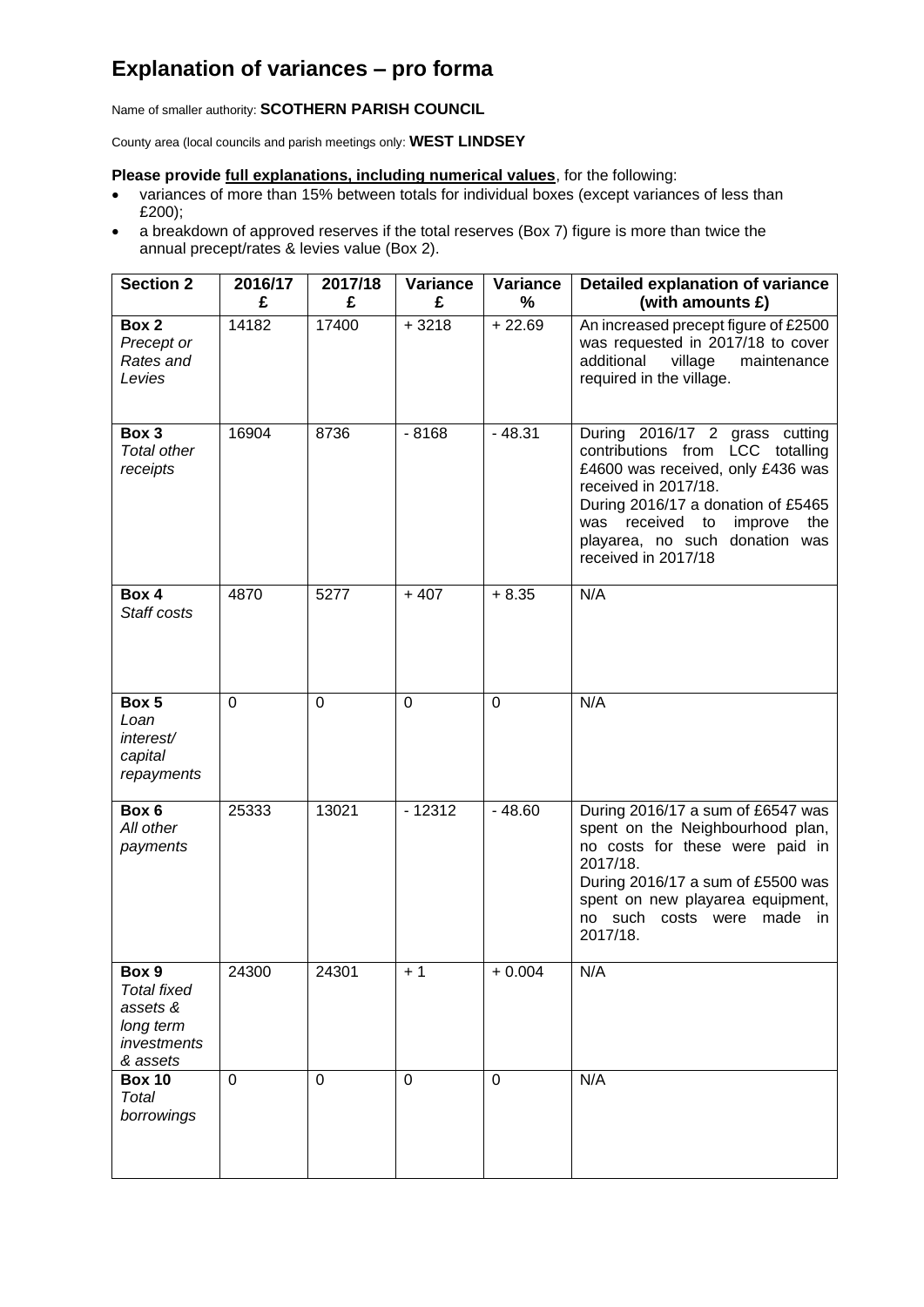# Explanation of variances – pro forma

Name of smaller authority: **SCOTHERN PARISH COUNCIL**

County area (local councils and parish meetings only: **WEST LINDSEY**

**Please provide full explanations, including numerical values**, for the following:

- variances of more than 15% between totals for individual boxes (except variances of less than £200);
- a breakdown of approved reserves if the total reserves (Box 7) figure is more than twice the annual precept/rates & levies value (Box 2).

| Section 2 | 2016/17 £ | 2017/18 £ | Variance £ | Variance % | Detailed explanation of variance (with amounts £) |
|---|---|---|---|---|---|
| **Box 2** *Precept or Rates and Levies* | 14182 | 17400 | + 3218 | + 22.69 | An increased precept figure of £2500 was requested in 2017/18 to cover additional village maintenance required in the village. |
| **Box 3** *Total other receipts* | 16904 | 8736 | - 8168 | - 48.31 | During 2016/17 2 grass cutting contributions from LCC totalling £4600 was received, only £436 was received in 2017/18. During 2016/17 a donation of £5465 was received to improve the playarea, no such donation was received in 2017/18 |
| **Box 4** *Staff costs* | 4870 | 5277 | + 407 | + 8.35 | N/A |
| **Box 5** *Loan interest/ capital repayments* | 0 | 0 | 0 | 0 | N/A |
| **Box 6** *All other payments* | 25333 | 13021 | - 12312 | - 48.60 | During 2016/17 a sum of £6547 was spent on the Neighbourhood plan, no costs for these were paid in 2017/18. During 2016/17 a sum of £5500 was spent on new playarea equipment, no such costs were made in 2017/18. |
| **Box 9** *Total fixed assets & long term investments & assets* | 24300 | 24301 | + 1 | + 0.004 | N/A |
| **Box 10** *Total borrowings* | 0 | 0 | 0 | 0 | N/A |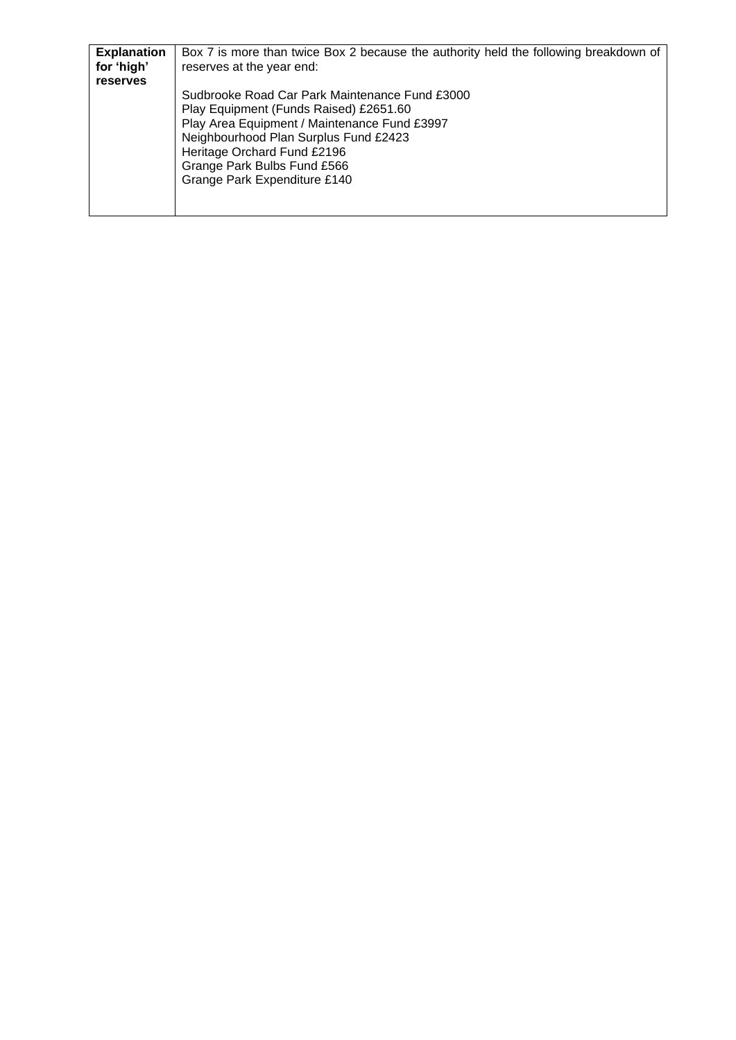| | |
|---|---|
| **Explanation for 'high' reserves** | Box 7 is more than twice Box 2 because the authority held the following breakdown of reserves at the year end:<br><br>Sudbrooke Road Car Park Maintenance Fund £3000<br>Play Equipment (Funds Raised) £2651.60<br>Play Area Equipment / Maintenance Fund £3997<br>Neighbourhood Plan Surplus Fund £2423<br>Heritage Orchard Fund £2196<br>Grange Park Bulbs Fund £566<br>Grange Park Expenditure £140 |